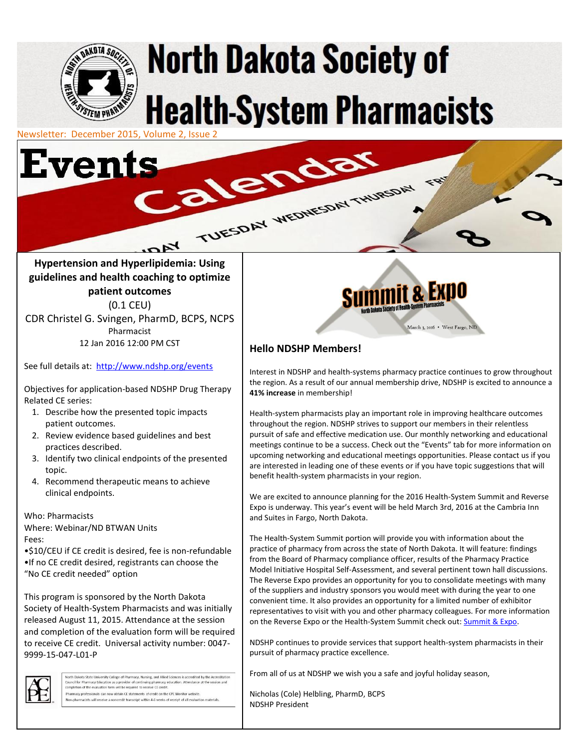# North Dakota Society of Health-System Pharmacists

Newsletter: December 2015, Volume 2, Issue 2

## Events

### Hypertension and Hyperlipidemia: Using guidelines and health coaching to optimize patient outcomes

(0.1 CEU)

CDR Christel G. Svingen, PharmD, BCPS, NCPS

Pharmacist

12 Jan 2016 12:00 PM CST

See full details at: http://www.ndshp.org/events

Objectives for application-based NDSHP Drug Therapy Related CE series:

1. Describe how the presented topic impacts patient outcomes.
2. Review evidence based guidelines and best practices described.
3. Identify two clinical endpoints of the presented topic.
4. Recommend therapeutic means to achieve clinical endpoints.

Who: Pharmacists
Where: Webinar/ND BTWAN Units
Fees:
•$10/CEU if CE credit is desired, fee is non-refundable
•If no CE credit desired, registrants can choose the "No CE credit needed" option

This program is sponsored by the North Dakota Society of Health-System Pharmacists and was initially released August 11, 2015. Attendance at the session and completion of the evaluation form will be required to receive CE credit. Universal activity number: 0047-9999-15-047-L01-P

North Dakota State University College of Pharmacy, Nursing, and Allied Sciences is accredited by the Accreditation Council for Pharmacy Education as a provider of continuing pharmacy education. Attendance at the session and completion of the evaluation form will be required to receive CE credit.
Pharmacy professionals can now obtain CE statements of credit on the CPE Monitor website.
Non-pharmacists will receive a noncredit transcript within 4-6 weeks of receipt of all evaluation materials.

Summit & Expo
North Dakota Society of Health-System Pharmacists
March 3, 2016 • West Fargo, ND

### Hello NDSHP Members!

Interest in NDSHP and health-systems pharmacy practice continues to grow throughout the region. As a result of our annual membership drive, NDSHP is excited to announce a **41% increase** in membership!

Health-system pharmacists play an important role in improving healthcare outcomes throughout the region. NDSHP strives to support our members in their relentless pursuit of safe and effective medication use. Our monthly networking and educational meetings continue to be a success. Check out the "Events" tab for more information on upcoming networking and educational meetings opportunities. Please contact us if you are interested in leading one of these events or if you have topic suggestions that will benefit health-system pharmacists in your region.

We are excited to announce planning for the 2016 Health-System Summit and Reverse Expo is underway. This year's event will be held March 3rd, 2016 at the Cambria Inn and Suites in Fargo, North Dakota.

The Health-System Summit portion will provide you with information about the practice of pharmacy from across the state of North Dakota. It will feature: findings from the Board of Pharmacy compliance officer, results of the Pharmacy Practice Model Initiative Hospital Self-Assessment, and several pertinent town hall discussions. The Reverse Expo provides an opportunity for you to consolidate meetings with many of the suppliers and industry sponsors you would meet with during the year to one convenient time. It also provides an opportunity for a limited number of exhibitor representatives to visit with you and other pharmacy colleagues. For more information on the Reverse Expo or the Health-System Summit check out: Summit & Expo.

NDSHP continues to provide services that support health-system pharmacists in their pursuit of pharmacy practice excellence.

From all of us at NDSHP we wish you a safe and joyful holiday season,

Nicholas (Cole) Helbling, PharmD, BCPS
NDSHP President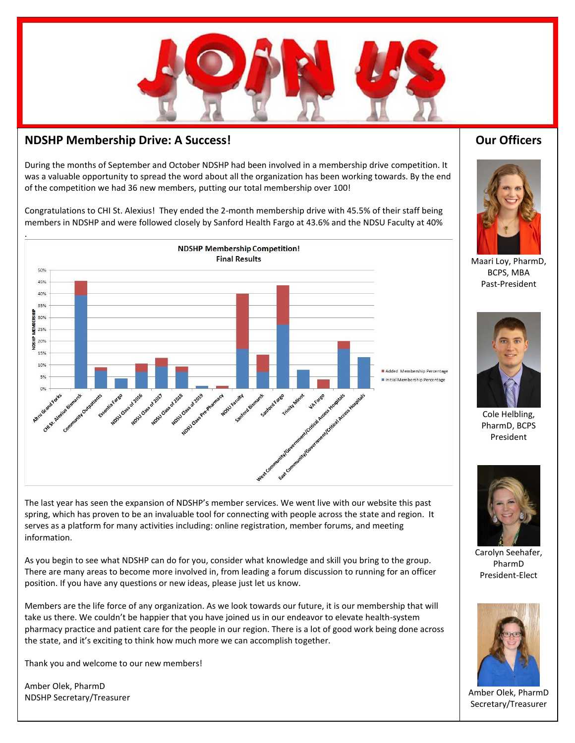## NDSHP Membership Drive: A Success!

During the months of September and October NDSHP had been involved in a membership drive competition. It was a valuable opportunity to spread the word about all the organization has been working towards. By the end of the competition we had 36 new members, putting our total membership over 100!

Congratulations to CHI St. Alexius! They ended the 2-month membership drive with 45.5% of their staff being members in NDSHP and were followed closely by Sanford Health Fargo at 43.6% and the NDSU Faculty at 40%.

**NDSHP Membership Competition!**
**Final Results**

The last year has seen the expansion of NDSHP's member services. We went live with our website this past spring, which has proven to be an invaluable tool for connecting with people across the state and region. It serves as a platform for many activities including: online registration, member forums, and meeting information.

As you begin to see what NDSHP can do for you, consider what knowledge and skill you bring to the group. There are many areas to become more involved in, from leading a forum discussion to running for an officer position. If you have any questions or new ideas, please just let us know.

Members are the life force of any organization. As we look towards our future, it is our membership that will take us there. We couldn't be happier that you have joined us in our endeavor to elevate health-system pharmacy practice and patient care for the people in our region. There is a lot of good work being done across the state, and it's exciting to think how much more we can accomplish together.

Thank you and welcome to our new members!

Amber Olek, PharmD
NDSHP Secretary/Treasurer

## Our Officers

Maari Loy, PharmD, BCPS, MBA
Past-President

Cole Helbling, PharmD, BCPS
President

Carolyn Seehafer, PharmD
President-Elect

Amber Olek, PharmD
Secretary/Treasurer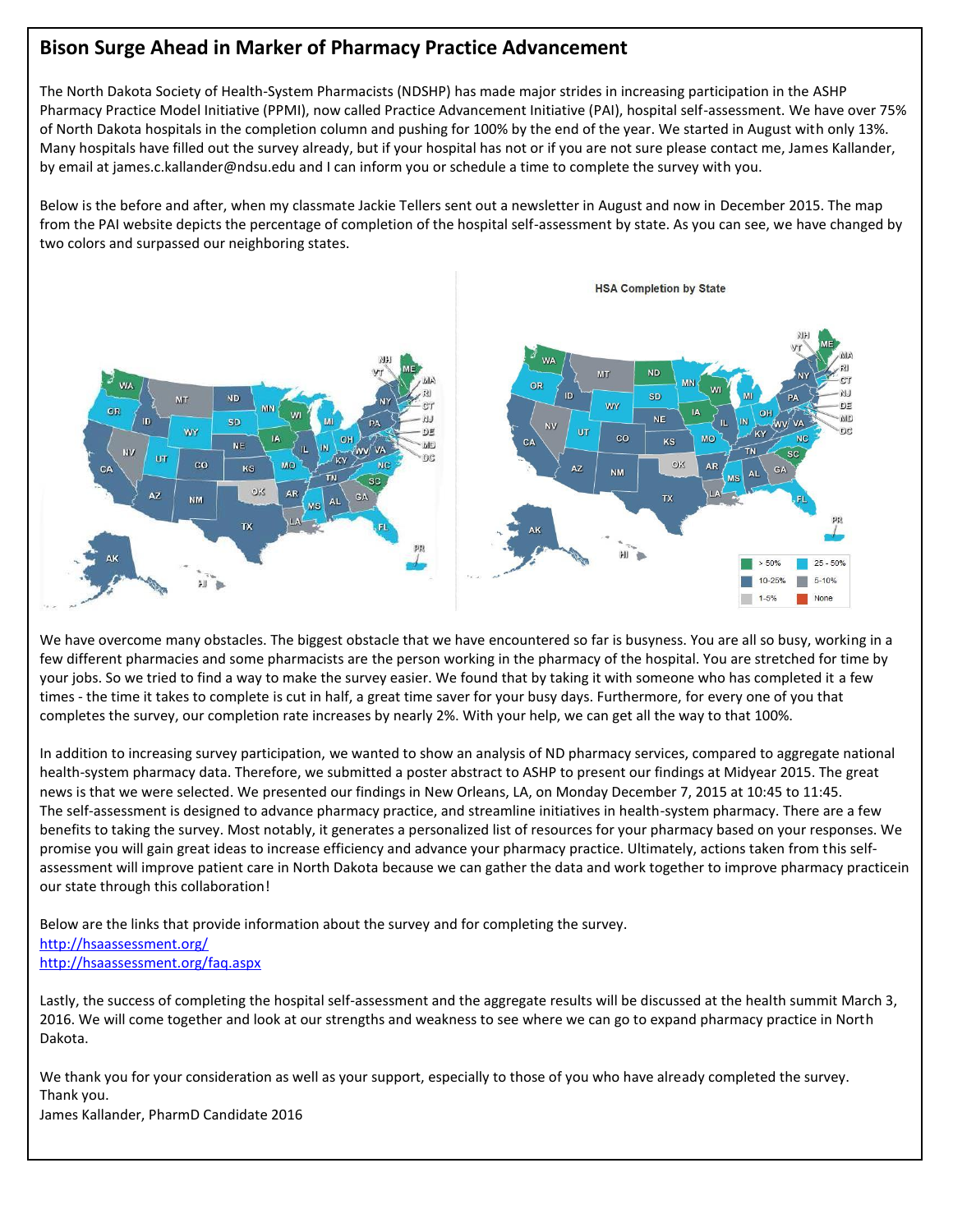## Bison Surge Ahead in Marker of Pharmacy Practice Advancement

The North Dakota Society of Health-System Pharmacists (NDSHP) has made major strides in increasing participation in the ASHP Pharmacy Practice Model Initiative (PPMI), now called Practice Advancement Initiative (PAI), hospital self-assessment. We have over 75% of North Dakota hospitals in the completion column and pushing for 100% by the end of the year. We started in August with only 13%. Many hospitals have filled out the survey already, but if your hospital has not or if you are not sure please contact me, James Kallander, by email at james.c.kallander@ndsu.edu and I can inform you or schedule a time to complete the survey with you.

Below is the before and after, when my classmate Jackie Tellers sent out a newsletter in August and now in December 2015. The map from the PAI website depicts the percentage of completion of the hospital self-assessment by state. As you can see, we have changed by two colors and surpassed our neighboring states.

HSA Completion by State

> 50% | 25 - 50% | 10-25% | 5-10% | 1-5% | None

We have overcome many obstacles. The biggest obstacle that we have encountered so far is busyness. You are all so busy, working in a few different pharmacies and some pharmacists are the person working in the pharmacy of the hospital. You are stretched for time by your jobs. So we tried to find a way to make the survey easier. We found that by taking it with someone who has completed it a few times - the time it takes to complete is cut in half, a great time saver for your busy days. Furthermore, for every one of you that completes the survey, our completion rate increases by nearly 2%. With your help, we can get all the way to that 100%.

In addition to increasing survey participation, we wanted to show an analysis of ND pharmacy services, compared to aggregate national health-system pharmacy data. Therefore, we submitted a poster abstract to ASHP to present our findings at Midyear 2015. The great news is that we were selected. We presented our findings in New Orleans, LA, on Monday December 7, 2015 at 10:45 to 11:45. The self-assessment is designed to advance pharmacy practice, and streamline initiatives in health-system pharmacy. There are a few benefits to taking the survey. Most notably, it generates a personalized list of resources for your pharmacy based on your responses. We promise you will gain great ideas to increase efficiency and advance your pharmacy practice. Ultimately, actions taken from this self-assessment will improve patient care in North Dakota because we can gather the data and work together to improve pharmacy practicein our state through this collaboration!

Below are the links that provide information about the survey and for completing the survey.
http://hsaassessment.org/
http://hsaassessment.org/faq.aspx

Lastly, the success of completing the hospital self-assessment and the aggregate results will be discussed at the health summit March 3, 2016. We will come together and look at our strengths and weakness to see where we can go to expand pharmacy practice in North Dakota.

We thank you for your consideration as well as your support, especially to those of you who have already completed the survey.
Thank you.
James Kallander, PharmD Candidate 2016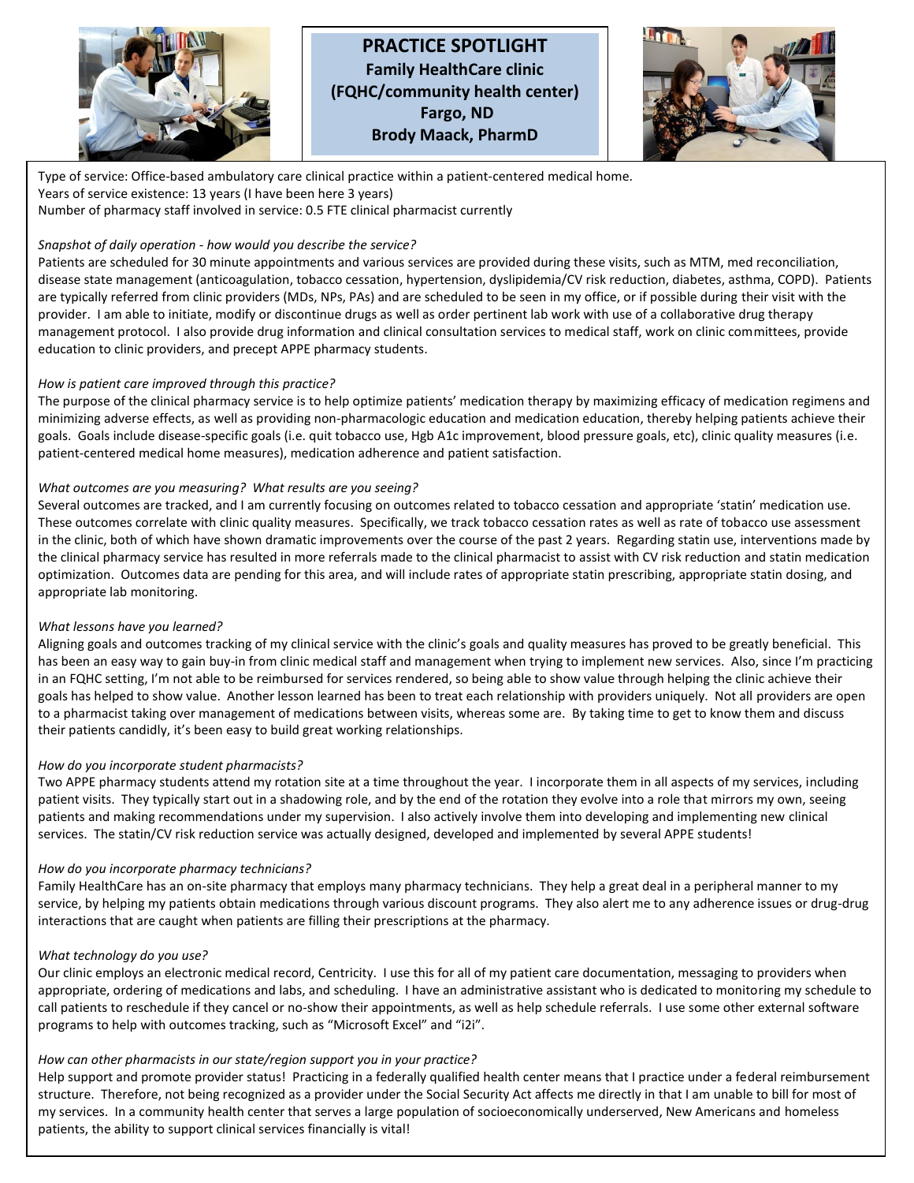# PRACTICE SPOTLIGHT

**Family HealthCare clinic**
**(FQHC/community health center)**
**Fargo, ND**
**Brody Maack, PharmD**

Type of service: Office-based ambulatory care clinical practice within a patient-centered medical home.
Years of service existence: 13 years (I have been here 3 years)
Number of pharmacy staff involved in service: 0.5 FTE clinical pharmacist currently

*Snapshot of daily operation - how would you describe the service?*

Patients are scheduled for 30 minute appointments and various services are provided during these visits, such as MTM, med reconciliation, disease state management (anticoagulation, tobacco cessation, hypertension, dyslipidemia/CV risk reduction, diabetes, asthma, COPD). Patients are typically referred from clinic providers (MDs, NPs, PAs) and are scheduled to be seen in my office, or if possible during their visit with the provider. I am able to initiate, modify or discontinue drugs as well as order pertinent lab work with use of a collaborative drug therapy management protocol. I also provide drug information and clinical consultation services to medical staff, work on clinic committees, provide education to clinic providers, and precept APPE pharmacy students.

*How is patient care improved through this practice?*

The purpose of the clinical pharmacy service is to help optimize patients' medication therapy by maximizing efficacy of medication regimens and minimizing adverse effects, as well as providing non-pharmacologic education and medication education, thereby helping patients achieve their goals. Goals include disease-specific goals (i.e. quit tobacco use, Hgb A1c improvement, blood pressure goals, etc), clinic quality measures (i.e. patient-centered medical home measures), medication adherence and patient satisfaction.

*What outcomes are you measuring? What results are you seeing?*

Several outcomes are tracked, and I am currently focusing on outcomes related to tobacco cessation and appropriate 'statin' medication use. These outcomes correlate with clinic quality measures. Specifically, we track tobacco cessation rates as well as rate of tobacco use assessment in the clinic, both of which have shown dramatic improvements over the course of the past 2 years. Regarding statin use, interventions made by the clinical pharmacy service has resulted in more referrals made to the clinical pharmacist to assist with CV risk reduction and statin medication optimization. Outcomes data are pending for this area, and will include rates of appropriate statin prescribing, appropriate statin dosing, and appropriate lab monitoring.

*What lessons have you learned?*

Aligning goals and outcomes tracking of my clinical service with the clinic's goals and quality measures has proved to be greatly beneficial. This has been an easy way to gain buy-in from clinic medical staff and management when trying to implement new services. Also, since I'm practicing in an FQHC setting, I'm not able to be reimbursed for services rendered, so being able to show value through helping the clinic achieve their goals has helped to show value. Another lesson learned has been to treat each relationship with providers uniquely. Not all providers are open to a pharmacist taking over management of medications between visits, whereas some are. By taking time to get to know them and discuss their patients candidly, it's been easy to build great working relationships.

*How do you incorporate student pharmacists?*

Two APPE pharmacy students attend my rotation site at a time throughout the year. I incorporate them in all aspects of my services, including patient visits. They typically start out in a shadowing role, and by the end of the rotation they evolve into a role that mirrors my own, seeing patients and making recommendations under my supervision. I also actively involve them into developing and implementing new clinical services. The statin/CV risk reduction service was actually designed, developed and implemented by several APPE students!

*How do you incorporate pharmacy technicians?*

Family HealthCare has an on-site pharmacy that employs many pharmacy technicians. They help a great deal in a peripheral manner to my service, by helping my patients obtain medications through various discount programs. They also alert me to any adherence issues or drug-drug interactions that are caught when patients are filling their prescriptions at the pharmacy.

*What technology do you use?*

Our clinic employs an electronic medical record, Centricity. I use this for all of my patient care documentation, messaging to providers when appropriate, ordering of medications and labs, and scheduling. I have an administrative assistant who is dedicated to monitoring my schedule to call patients to reschedule if they cancel or no-show their appointments, as well as help schedule referrals. I use some other external software programs to help with outcomes tracking, such as "Microsoft Excel" and "i2i".

*How can other pharmacists in our state/region support you in your practice?*

Help support and promote provider status! Practicing in a federally qualified health center means that I practice under a federal reimbursement structure. Therefore, not being recognized as a provider under the Social Security Act affects me directly in that I am unable to bill for most of my services. In a community health center that serves a large population of socioeconomically underserved, New Americans and homeless patients, the ability to support clinical services financially is vital!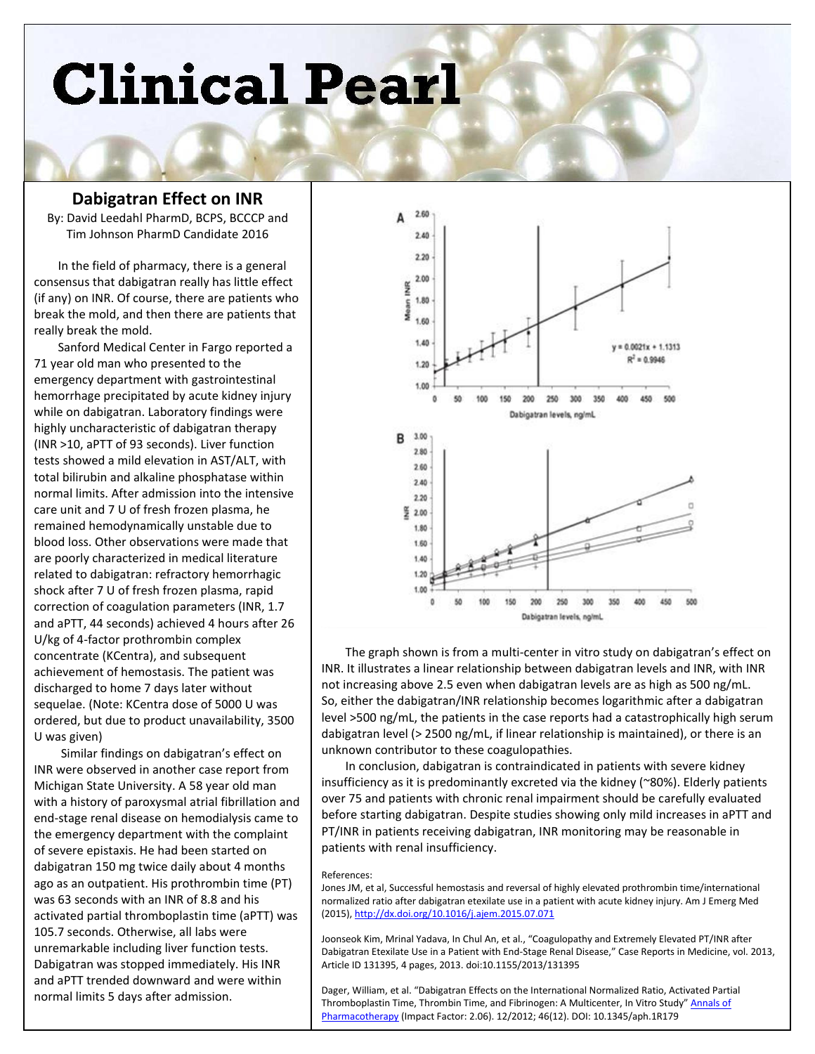# Clinical Pearl

## Dabigatran Effect on INR

By: David Leedahl PharmD, BCPS, BCCCP and Tim Johnson PharmD Candidate 2016

In the field of pharmacy, there is a general consensus that dabigatran really has little effect (if any) on INR. Of course, there are patients who break the mold, and then there are patients that really break the mold.

Sanford Medical Center in Fargo reported a 71 year old man who presented to the emergency department with gastrointestinal hemorrhage precipitated by acute kidney injury while on dabigatran. Laboratory findings were highly uncharacteristic of dabigatran therapy (INR >10, aPTT of 93 seconds). Liver function tests showed a mild elevation in AST/ALT, with total bilirubin and alkaline phosphatase within normal limits. After admission into the intensive care unit and 7 U of fresh frozen plasma, he remained hemodynamically unstable due to blood loss. Other observations were made that are poorly characterized in medical literature related to dabigatran: refractory hemorrhagic shock after 7 U of fresh frozen plasma, rapid correction of coagulation parameters (INR, 1.7 and aPTT, 44 seconds) achieved 4 hours after 26 U/kg of 4-factor prothrombin complex concentrate (KCentra), and subsequent achievement of hemostasis. The patient was discharged to home 7 days later without sequelae. (Note: KCentra dose of 5000 U was ordered, but due to product unavailability, 3500 U was given)

Similar findings on dabigatran's effect on INR were observed in another case report from Michigan State University. A 58 year old man with a history of paroxysmal atrial fibrillation and end-stage renal disease on hemodialysis came to the emergency department with the complaint of severe epistaxis. He had been started on dabigatran 150 mg twice daily about 4 months ago as an outpatient. His prothrombin time (PT) was 63 seconds with an INR of 8.8 and his activated partial thromboplastin time (aPTT) was 105.7 seconds. Otherwise, all labs were unremarkable including liver function tests. Dabigatran was stopped immediately. His INR and aPTT trended downward and were within normal limits 5 days after admission.

The graph shown is from a multi-center in vitro study on dabigatran's effect on INR. It illustrates a linear relationship between dabigatran levels and INR, with INR not increasing above 2.5 even when dabigatran levels are as high as 500 ng/mL. So, either the dabigatran/INR relationship becomes logarithmic after a dabigatran level >500 ng/mL, the patients in the case reports had a catastrophically high serum dabigatran level (> 2500 ng/mL, if linear relationship is maintained), or there is an unknown contributor to these coagulopathies.

In conclusion, dabigatran is contraindicated in patients with severe kidney insufficiency as it is predominantly excreted via the kidney (~80%). Elderly patients over 75 and patients with chronic renal impairment should be carefully evaluated before starting dabigatran. Despite studies showing only mild increases in aPTT and PT/INR in patients receiving dabigatran, INR monitoring may be reasonable in patients with renal insufficiency.

References:

Jones JM, et al, Successful hemostasis and reversal of highly elevated prothrombin time/international normalized ratio after dabigatran etexilate use in a patient with acute kidney injury. Am J Emerg Med (2015), http://dx.doi.org/10.1016/j.ajem.2015.07.071

Joonseok Kim, Mrinal Yadava, In Chul An, et al., "Coagulopathy and Extremely Elevated PT/INR after Dabigatran Etexilate Use in a Patient with End-Stage Renal Disease," Case Reports in Medicine, vol. 2013, Article ID 131395, 4 pages, 2013. doi:10.1155/2013/131395

Dager, William, et al. "Dabigatran Effects on the International Normalized Ratio, Activated Partial Thromboplastin Time, Thrombin Time, and Fibrinogen: A Multicenter, In Vitro Study" Annals of Pharmacotherapy (Impact Factor: 2.06). 12/2012; 46(12). DOI: 10.1345/aph.1R179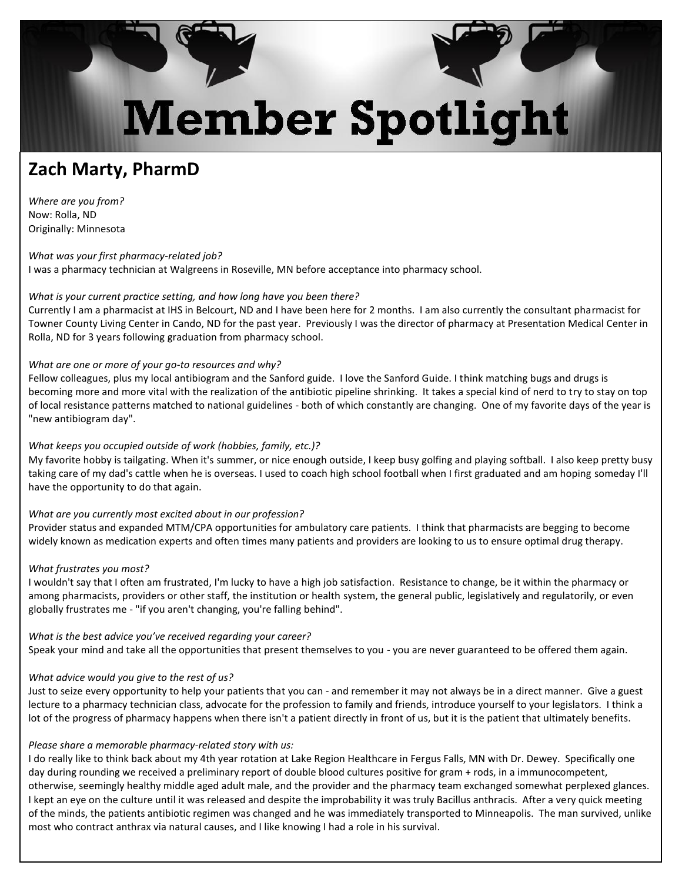# Member Spotlight

## Zach Marty, PharmD

*Where are you from?*
Now: Rolla, ND
Originally: Minnesota

*What was your first pharmacy-related job?*
I was a pharmacy technician at Walgreens in Roseville, MN before acceptance into pharmacy school.

*What is your current practice setting, and how long have you been there?*
Currently I am a pharmacist at IHS in Belcourt, ND and I have been here for 2 months. I am also currently the consultant pharmacist for Towner County Living Center in Cando, ND for the past year. Previously I was the director of pharmacy at Presentation Medical Center in Rolla, ND for 3 years following graduation from pharmacy school.

*What are one or more of your go-to resources and why?*
Fellow colleagues, plus my local antibiogram and the Sanford guide. I love the Sanford Guide. I think matching bugs and drugs is becoming more and more vital with the realization of the antibiotic pipeline shrinking. It takes a special kind of nerd to try to stay on top of local resistance patterns matched to national guidelines - both of which constantly are changing. One of my favorite days of the year is "new antibiogram day".

*What keeps you occupied outside of work (hobbies, family, etc.)?*
My favorite hobby is tailgating. When it's summer, or nice enough outside, I keep busy golfing and playing softball. I also keep pretty busy taking care of my dad's cattle when he is overseas. I used to coach high school football when I first graduated and am hoping someday I'll have the opportunity to do that again.

*What are you currently most excited about in our profession?*
Provider status and expanded MTM/CPA opportunities for ambulatory care patients. I think that pharmacists are begging to become widely known as medication experts and often times many patients and providers are looking to us to ensure optimal drug therapy.

*What frustrates you most?*
I wouldn't say that I often am frustrated, I'm lucky to have a high job satisfaction. Resistance to change, be it within the pharmacy or among pharmacists, providers or other staff, the institution or health system, the general public, legislatively and regulatorily, or even globally frustrates me - "if you aren't changing, you're falling behind".

*What is the best advice you've received regarding your career?*
Speak your mind and take all the opportunities that present themselves to you - you are never guaranteed to be offered them again.

*What advice would you give to the rest of us?*
Just to seize every opportunity to help your patients that you can - and remember it may not always be in a direct manner. Give a guest lecture to a pharmacy technician class, advocate for the profession to family and friends, introduce yourself to your legislators. I think a lot of the progress of pharmacy happens when there isn't a patient directly in front of us, but it is the patient that ultimately benefits.

*Please share a memorable pharmacy-related story with us:*
I do really like to think back about my 4th year rotation at Lake Region Healthcare in Fergus Falls, MN with Dr. Dewey. Specifically one day during rounding we received a preliminary report of double blood cultures positive for gram + rods, in a immunocompetent, otherwise, seemingly healthy middle aged adult male, and the provider and the pharmacy team exchanged somewhat perplexed glances. I kept an eye on the culture until it was released and despite the improbability it was truly Bacillus anthracis. After a very quick meeting of the minds, the patients antibiotic regimen was changed and he was immediately transported to Minneapolis. The man survived, unlike most who contract anthrax via natural causes, and I like knowing I had a role in his survival.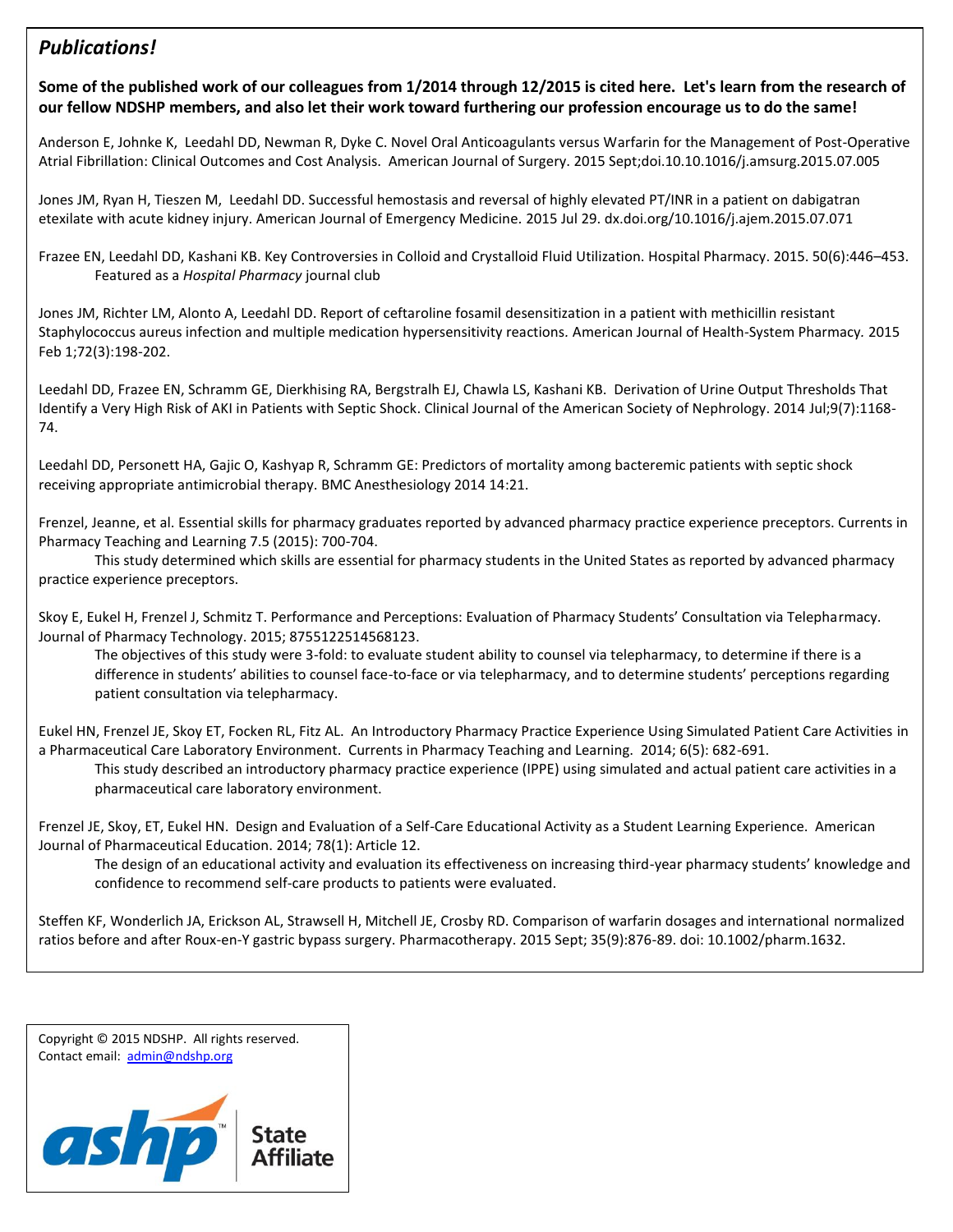## *Publications!*

**Some of the published work of our colleagues from 1/2014 through 12/2015 is cited here. Let's learn from the research of our fellow NDSHP members, and also let their work toward furthering our profession encourage us to do the same!**

Anderson E, Johnke K, Leedahl DD, Newman R, Dyke C. Novel Oral Anticoagulants versus Warfarin for the Management of Post-Operative Atrial Fibrillation: Clinical Outcomes and Cost Analysis. American Journal of Surgery. 2015 Sept;doi.10.10.1016/j.amsurg.2015.07.005

Jones JM, Ryan H, Tieszen M, Leedahl DD. Successful hemostasis and reversal of highly elevated PT/INR in a patient on dabigatran etexilate with acute kidney injury. American Journal of Emergency Medicine. 2015 Jul 29. dx.doi.org/10.1016/j.ajem.2015.07.071

Frazee EN, Leedahl DD, Kashani KB. Key Controversies in Colloid and Crystalloid Fluid Utilization. Hospital Pharmacy. 2015. 50(6):446–453.
Featured as a *Hospital Pharmacy* journal club

Jones JM, Richter LM, Alonto A, Leedahl DD. Report of ceftaroline fosamil desensitization in a patient with methicillin resistant Staphylococcus aureus infection and multiple medication hypersensitivity reactions. American Journal of Health-System Pharmacy. 2015 Feb 1;72(3):198-202.

Leedahl DD, Frazee EN, Schramm GE, Dierkhising RA, Bergstralh EJ, Chawla LS, Kashani KB. Derivation of Urine Output Thresholds That Identify a Very High Risk of AKI in Patients with Septic Shock. Clinical Journal of the American Society of Nephrology. 2014 Jul;9(7):1168-74.

Leedahl DD, Personett HA, Gajic O, Kashyap R, Schramm GE: Predictors of mortality among bacteremic patients with septic shock receiving appropriate antimicrobial therapy. BMC Anesthesiology 2014 14:21.

Frenzel, Jeanne, et al. Essential skills for pharmacy graduates reported by advanced pharmacy practice experience preceptors. Currents in Pharmacy Teaching and Learning 7.5 (2015): 700-704.
This study determined which skills are essential for pharmacy students in the United States as reported by advanced pharmacy practice experience preceptors.

Skoy E, Eukel H, Frenzel J, Schmitz T. Performance and Perceptions: Evaluation of Pharmacy Students' Consultation via Telepharmacy. Journal of Pharmacy Technology. 2015; 8755122514568123.
The objectives of this study were 3-fold: to evaluate student ability to counsel via telepharmacy, to determine if there is a difference in students' abilities to counsel face-to-face or via telepharmacy, and to determine students' perceptions regarding patient consultation via telepharmacy.

Eukel HN, Frenzel JE, Skoy ET, Focken RL, Fitz AL. An Introductory Pharmacy Practice Experience Using Simulated Patient Care Activities in a Pharmaceutical Care Laboratory Environment. Currents in Pharmacy Teaching and Learning. 2014; 6(5): 682-691.
This study described an introductory pharmacy practice experience (IPPE) using simulated and actual patient care activities in a pharmaceutical care laboratory environment.

Frenzel JE, Skoy, ET, Eukel HN. Design and Evaluation of a Self-Care Educational Activity as a Student Learning Experience. American Journal of Pharmaceutical Education. 2014; 78(1): Article 12.
The design of an educational activity and evaluation its effectiveness on increasing third-year pharmacy students' knowledge and confidence to recommend self-care products to patients were evaluated.

Steffen KF, Wonderlich JA, Erickson AL, Strawsell H, Mitchell JE, Crosby RD. Comparison of warfarin dosages and international normalized ratios before and after Roux-en-Y gastric bypass surgery. Pharmacotherapy. 2015 Sept; 35(9):876-89. doi: 10.1002/phar.1632.

Copyright © 2015 NDSHP. All rights reserved.
Contact email: admin@ndshp.org

ashp State Affiliate